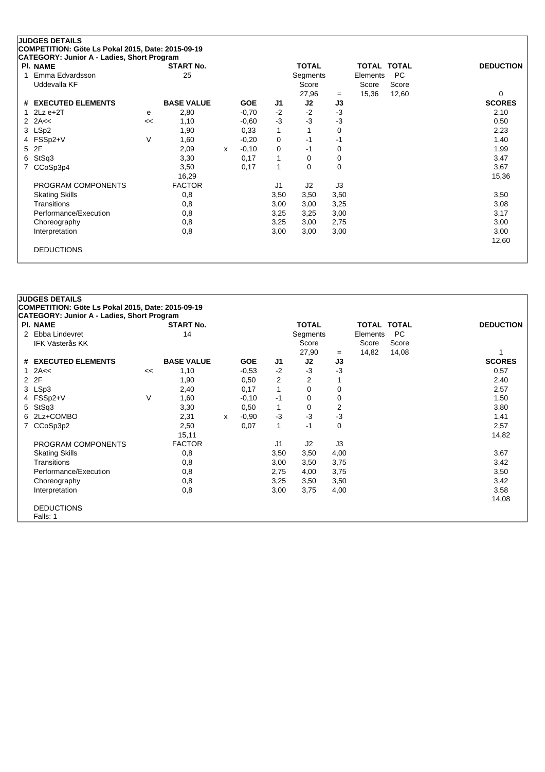**JUDGES DETAILS**
**COMPETITION: Göte Ls Pokal 2015, Date: 2015-09-19**
**CATEGORY: Junior A - Ladies, Short Program**

| Pl. | NAME | START No. | TOTAL Segments Score | = | TOTAL Elements Score | TOTAL PC Score | DEDUCTION |
|---|---|---|---|---|---|---|---|
| 1 | Emma Edvardsson<br>Uddevalla KF | 25 | 27,96 | = | 15,36 | 12,60 | 0 |

| # | EXECUTED ELEMENTS | | BASE VALUE | | GOE | J1 | J2 | J3 | SCORES |
|---|---|---|---|---|---|---|---|---|---|
| 1 | 2Lz e+2T | e | 2,80 | | -0,70 | -2 | -2 | -3 | 2,10 |
| 2 | 2A<< | << | 1,10 | | -0,60 | -3 | -3 | -3 | 0,50 |
| 3 | LSp2 | | 1,90 | | 0,33 | 1 | 1 | 0 | 2,23 |
| 4 | FSSp2+V | V | 1,60 | | -0,20 | 0 | -1 | -1 | 1,40 |
| 5 | 2F | | 2,09 | x | -0,10 | 0 | -1 | 0 | 1,99 |
| 6 | StSq3 | | 3,30 | | 0,17 | 1 | 0 | 0 | 3,47 |
| 7 | CCoSp3p4 | | 3,50 | | 0,17 | 1 | 0 | 0 | 3,67 |
| | | | 16,29 | | | | | | 15,36 |

| PROGRAM COMPONENTS | FACTOR | J1 | J2 | J3 | |
|---|---|---|---|---|---|
| Skating Skills | 0,8 | 3,50 | 3,50 | 3,50 | 3,50 |
| Transitions | 0,8 | 3,00 | 3,00 | 3,25 | 3,08 |
| Performance/Execution | 0,8 | 3,25 | 3,25 | 3,00 | 3,17 |
| Choreography | 0,8 | 3,25 | 3,00 | 2,75 | 3,00 |
| Interpretation | 0,8 | 3,00 | 3,00 | 3,00 | 3,00 |
| | | | | | 12,60 |

DEDUCTIONS

**JUDGES DETAILS**
**COMPETITION: Göte Ls Pokal 2015, Date: 2015-09-19**
**CATEGORY: Junior A - Ladies, Short Program**

| Pl. | NAME | START No. | TOTAL Segments Score | = | TOTAL Elements Score | TOTAL PC Score | DEDUCTION |
|---|---|---|---|---|---|---|---|
| 2 | Ebba Lindevret<br>IFK Västerås KK | 14 | 27,90 | = | 14,82 | 14,08 | 1 |

| # | EXECUTED ELEMENTS | | BASE VALUE | | GOE | J1 | J2 | J3 | SCORES |
|---|---|---|---|---|---|---|---|---|---|
| 1 | 2A<< | << | 1,10 | | -0,53 | -2 | -3 | -3 | 0,57 |
| 2 | 2F | | 1,90 | | 0,50 | 2 | 2 | 1 | 2,40 |
| 3 | LSp3 | | 2,40 | | 0,17 | 1 | 0 | 0 | 2,57 |
| 4 | FSSp2+V | V | 1,60 | | -0,10 | -1 | 0 | 0 | 1,50 |
| 5 | StSq3 | | 3,30 | | 0,50 | 1 | 0 | 2 | 3,80 |
| 6 | 2Lz+COMBO | | 2,31 | x | -0,90 | -3 | -3 | -3 | 1,41 |
| 7 | CCoSp3p2 | | 2,50 | | 0,07 | 1 | -1 | 0 | 2,57 |
| | | | 15,11 | | | | | | 14,82 |

| PROGRAM COMPONENTS | FACTOR | J1 | J2 | J3 | |
|---|---|---|---|---|---|
| Skating Skills | 0,8 | 3,50 | 3,50 | 4,00 | 3,67 |
| Transitions | 0,8 | 3,00 | 3,50 | 3,75 | 3,42 |
| Performance/Execution | 0,8 | 2,75 | 4,00 | 3,75 | 3,50 |
| Choreography | 0,8 | 3,25 | 3,50 | 3,50 | 3,42 |
| Interpretation | 0,8 | 3,00 | 3,75 | 4,00 | 3,58 |
| | | | | | 14,08 |

DEDUCTIONS
Falls: 1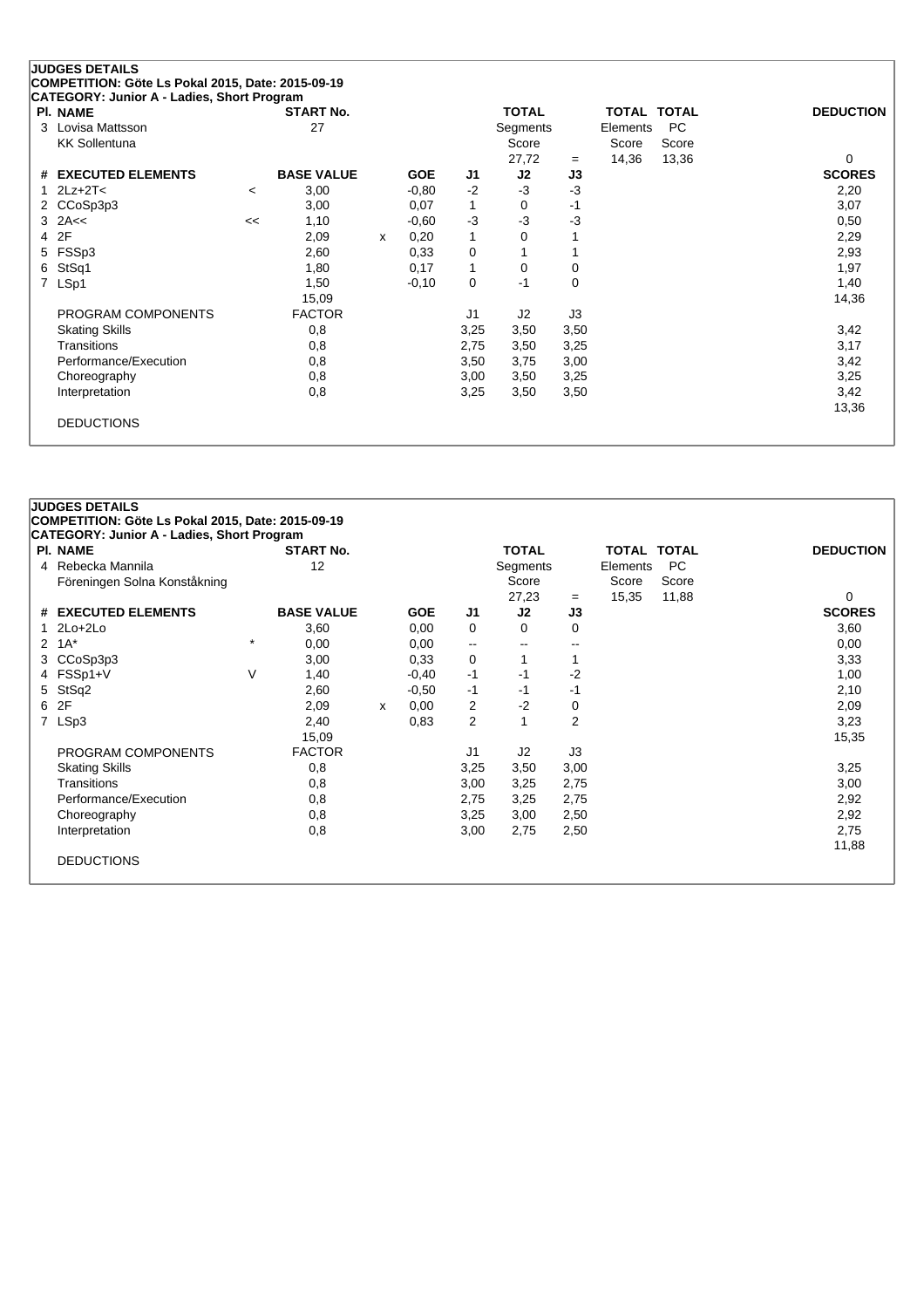## JUDGES DETAILS

**COMPETITION: Göte Ls Pokal 2015, Date: 2015-09-19**

**CATEGORY: Junior A - Ladies, Short Program**

| Pl. | NAME | START No. | TOTAL Segments Score | | TOTAL Elements Score | TOTAL PC Score | DEDUCTION |
|---|---|---|---|---|---|---|---|
| 3 | Lovisa Mattsson | 27 | 27,72 | = | 14,36 | 13,36 | 0 |
| | KK Sollentuna | | | | | | |

| # | EXECUTED ELEMENTS | | BASE VALUE | | GOE | J1 | J2 | J3 | SCORES |
|---|---|---|---|---|---|---|---|---|---|
| 1 | 2Lz+2T< | < | 3,00 | | -0,80 | -2 | -3 | -3 | 2,20 |
| 2 | CCoSp3p3 | | 3,00 | | 0,07 | 1 | 0 | -1 | 3,07 |
| 3 | 2A<< | << | 1,10 | | -0,60 | -3 | -3 | -3 | 0,50 |
| 4 | 2F | | 2,09 | x | 0,20 | 1 | 0 | 1 | 2,29 |
| 5 | FSSp3 | | 2,60 | | 0,33 | 0 | 1 | 1 | 2,93 |
| 6 | StSq1 | | 1,80 | | 0,17 | 1 | 0 | 0 | 1,97 |
| 7 | LSp1 | | 1,50 | | -0,10 | 0 | -1 | 0 | 1,40 |
| | | | 15,09 | | | | | | 14,36 |

| PROGRAM COMPONENTS | FACTOR | J1 | J2 | J3 | |
|---|---|---|---|---|---|
| Skating Skills | 0,8 | 3,25 | 3,50 | 3,50 | 3,42 |
| Transitions | 0,8 | 2,75 | 3,50 | 3,25 | 3,17 |
| Performance/Execution | 0,8 | 3,50 | 3,75 | 3,00 | 3,42 |
| Choreography | 0,8 | 3,00 | 3,50 | 3,25 | 3,25 |
| Interpretation | 0,8 | 3,25 | 3,50 | 3,50 | 3,42 |
| | | | | | 13,36 |

DEDUCTIONS

## JUDGES DETAILS

**COMPETITION: Göte Ls Pokal 2015, Date: 2015-09-19**

**CATEGORY: Junior A - Ladies, Short Program**

| Pl. | NAME | START No. | TOTAL Segments Score | | TOTAL Elements Score | TOTAL PC Score | DEDUCTION |
|---|---|---|---|---|---|---|---|
| 4 | Rebecka Mannila | 12 | 27,23 | = | 15,35 | 11,88 | 0 |
| | Föreningen Solna Konståkning | | | | | | |

| # | EXECUTED ELEMENTS | | BASE VALUE | | GOE | J1 | J2 | J3 | SCORES |
|---|---|---|---|---|---|---|---|---|---|
| 1 | 2Lo+2Lo | | 3,60 | | 0,00 | 0 | 0 | 0 | 3,60 |
| 2 | 1A* | * | 0,00 | | 0,00 | -- | -- | -- | 0,00 |
| 3 | CCoSp3p3 | | 3,00 | | 0,33 | 0 | 1 | 1 | 3,33 |
| 4 | FSSp1+V | V | 1,40 | | -0,40 | -1 | -1 | -2 | 1,00 |
| 5 | StSq2 | | 2,60 | | -0,50 | -1 | -1 | -1 | 2,10 |
| 6 | 2F | | 2,09 | x | 0,00 | 2 | -2 | 0 | 2,09 |
| 7 | LSp3 | | 2,40 | | 0,83 | 2 | 1 | 2 | 3,23 |
| | | | 15,09 | | | | | | 15,35 |

| PROGRAM COMPONENTS | FACTOR | J1 | J2 | J3 | |
|---|---|---|---|---|---|
| Skating Skills | 0,8 | 3,25 | 3,50 | 3,00 | 3,25 |
| Transitions | 0,8 | 3,00 | 3,25 | 2,75 | 3,00 |
| Performance/Execution | 0,8 | 2,75 | 3,25 | 2,75 | 2,92 |
| Choreography | 0,8 | 3,25 | 3,00 | 2,50 | 2,92 |
| Interpretation | 0,8 | 3,00 | 2,75 | 2,50 | 2,75 |
| | | | | | 11,88 |

DEDUCTIONS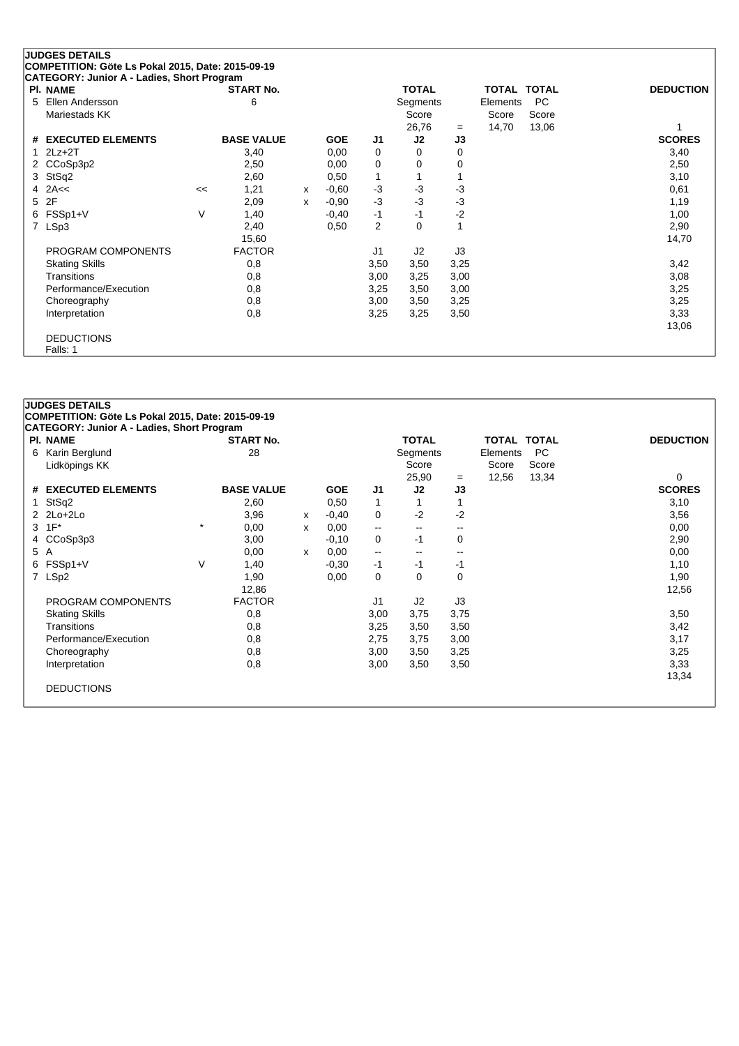## JUDGES DETAILS

**COMPETITION: Göte Ls Pokal 2015, Date: 2015-09-19**

**CATEGORY: Junior A - Ladies, Short Program**

| Pl. | NAME | START No. | TOTAL Segments Score | = | TOTAL Elements Score | TOTAL PC Score | DEDUCTION |
|---|---|---|---|---|---|---|---|
| 5 | Ellen Andersson, Mariestads KK | 6 | 26,76 | = | 14,70 | 13,06 | 1 |

| # | EXECUTED ELEMENTS | | BASE VALUE | | GOE | J1 | J2 | J3 | SCORES |
|---|---|---|---|---|---|---|---|---|---|
| 1 | 2Lz+2T | | 3,40 | | 0,00 | 0 | 0 | 0 | 3,40 |
| 2 | CCoSp3p2 | | 2,50 | | 0,00 | 0 | 0 | 0 | 2,50 |
| 3 | StSq2 | | 2,60 | | 0,50 | 1 | 1 | 1 | 3,10 |
| 4 | 2A<< | << | 1,21 | x | -0,60 | -3 | -3 | -3 | 0,61 |
| 5 | 2F | | 2,09 | x | -0,90 | -3 | -3 | -3 | 1,19 |
| 6 | FSSp1+V | V | 1,40 | | -0,40 | -1 | -1 | -2 | 1,00 |
| 7 | LSp3 | | 2,40 | | 0,50 | 2 | 0 | 1 | 2,90 |
| | | | 15,60 | | | | | | 14,70 |

| PROGRAM COMPONENTS | FACTOR | J1 | J2 | J3 | SCORES |
|---|---|---|---|---|---|
| Skating Skills | 0,8 | 3,50 | 3,50 | 3,25 | 3,42 |
| Transitions | 0,8 | 3,00 | 3,25 | 3,00 | 3,08 |
| Performance/Execution | 0,8 | 3,25 | 3,50 | 3,00 | 3,25 |
| Choreography | 0,8 | 3,00 | 3,50 | 3,25 | 3,25 |
| Interpretation | 0,8 | 3,25 | 3,25 | 3,50 | 3,33 |
| | | | | | 13,06 |

DEDUCTIONS

Falls: 1

## JUDGES DETAILS

**COMPETITION: Göte Ls Pokal 2015, Date: 2015-09-19**

**CATEGORY: Junior A - Ladies, Short Program**

| Pl. | NAME | START No. | TOTAL Segments Score | = | TOTAL Elements Score | TOTAL PC Score | DEDUCTION |
|---|---|---|---|---|---|---|---|
| 6 | Karin Berglund, Lidköpings KK | 28 | 25,90 | = | 12,56 | 13,34 | 0 |

| # | EXECUTED ELEMENTS | | BASE VALUE | | GOE | J1 | J2 | J3 | SCORES |
|---|---|---|---|---|---|---|---|---|---|
| 1 | StSq2 | | 2,60 | | 0,50 | 1 | 1 | 1 | 3,10 |
| 2 | 2Lo+2Lo | | 3,96 | x | -0,40 | 0 | -2 | -2 | 3,56 |
| 3 | 1F* | * | 0,00 | x | 0,00 | -- | -- | -- | 0,00 |
| 4 | CCoSp3p3 | | 3,00 | | -0,10 | 0 | -1 | 0 | 2,90 |
| 5 | A | | 0,00 | x | 0,00 | -- | -- | -- | 0,00 |
| 6 | FSSp1+V | V | 1,40 | | -0,30 | -1 | -1 | -1 | 1,10 |
| 7 | LSp2 | | 1,90 | | 0,00 | 0 | 0 | 0 | 1,90 |
| | | | 12,86 | | | | | | 12,56 |

| PROGRAM COMPONENTS | FACTOR | J1 | J2 | J3 | SCORES |
|---|---|---|---|---|---|
| Skating Skills | 0,8 | 3,00 | 3,75 | 3,75 | 3,50 |
| Transitions | 0,8 | 3,25 | 3,50 | 3,50 | 3,42 |
| Performance/Execution | 0,8 | 2,75 | 3,75 | 3,00 | 3,17 |
| Choreography | 0,8 | 3,00 | 3,50 | 3,25 | 3,25 |
| Interpretation | 0,8 | 3,00 | 3,50 | 3,50 | 3,33 |
| | | | | | 13,34 |

DEDUCTIONS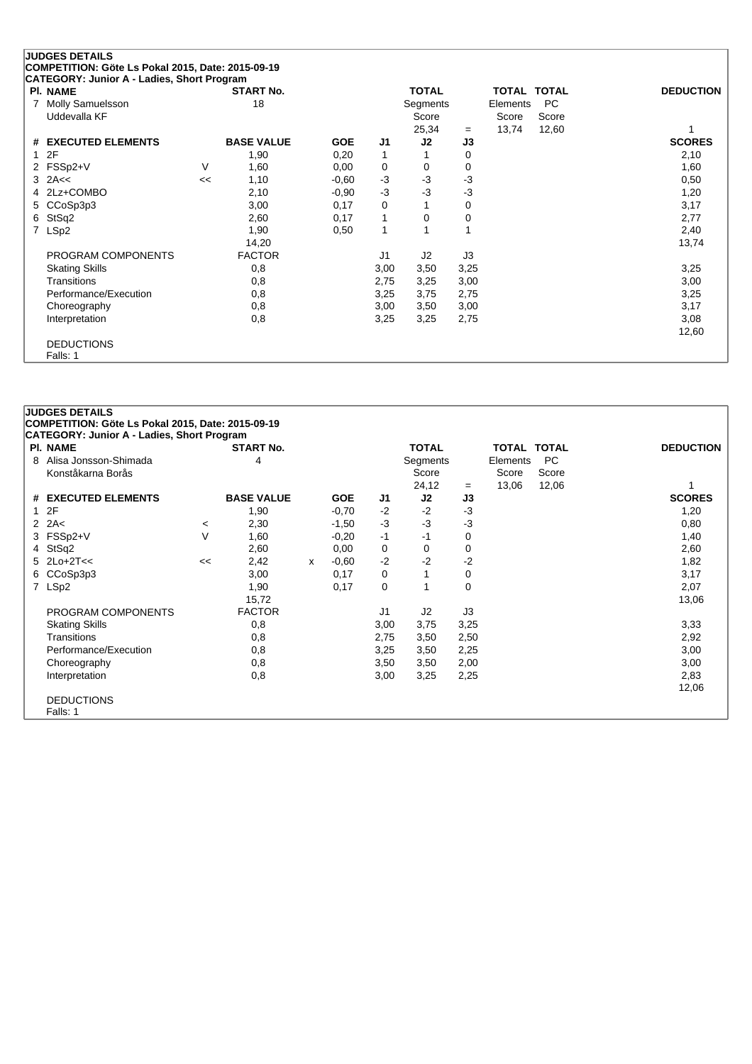## JUDGES DETAILS

**COMPETITION: Göte Ls Pokal 2015, Date: 2015-09-19**

**CATEGORY: Junior A - Ladies, Short Program**

| Pl. | NAME | START No. | TOTAL Segments Score | = | TOTAL Elements Score | TOTAL PC Score | DEDUCTION |
|---|---|---|---|---|---|---|---|
| 7 | Molly Samuelsson<br>Uddevalla KF | 18 | 25,34 | = | 13,74 | 12,60 | 1 |

| # | EXECUTED ELEMENTS | | BASE VALUE | | GOE | J1 | J2 | J3 | SCORES |
|---|---|---|---|---|---|---|---|---|---|
| 1 | 2F | | 1,90 | | 0,20 | 1 | 1 | 0 | 2,10 |
| 2 | FSSp2+V | V | 1,60 | | 0,00 | 0 | 0 | 0 | 1,60 |
| 3 | 2A<< | << | 1,10 | | -0,60 | -3 | -3 | -3 | 0,50 |
| 4 | 2Lz+COMBO | | 2,10 | | -0,90 | -3 | -3 | -3 | 1,20 |
| 5 | CCoSp3p3 | | 3,00 | | 0,17 | 0 | 1 | 0 | 3,17 |
| 6 | StSq2 | | 2,60 | | 0,17 | 1 | 0 | 0 | 2,77 |
| 7 | LSp2 | | 1,90 | | 0,50 | 1 | 1 | 1 | 2,40 |
| | | | 14,20 | | | | | | 13,74 |

| PROGRAM COMPONENTS | FACTOR | J1 | J2 | J3 | |
|---|---|---|---|---|---|
| Skating Skills | 0,8 | 3,00 | 3,50 | 3,25 | 3,25 |
| Transitions | 0,8 | 2,75 | 3,25 | 3,00 | 3,00 |
| Performance/Execution | 0,8 | 3,25 | 3,75 | 2,75 | 3,25 |
| Choreography | 0,8 | 3,00 | 3,50 | 3,00 | 3,17 |
| Interpretation | 0,8 | 3,25 | 3,25 | 2,75 | 3,08 |
| | | | | | 12,60 |

DEDUCTIONS

Falls: 1

## JUDGES DETAILS

**COMPETITION: Göte Ls Pokal 2015, Date: 2015-09-19**

**CATEGORY: Junior A - Ladies, Short Program**

| Pl. | NAME | START No. | TOTAL Segments Score | = | TOTAL Elements Score | TOTAL PC Score | DEDUCTION |
|---|---|---|---|---|---|---|---|
| 8 | Alisa Jonsson-Shimada<br>Konståkarna Borås | 4 | 24,12 | = | 13,06 | 12,06 | 1 |

| # | EXECUTED ELEMENTS | | BASE VALUE | | GOE | J1 | J2 | J3 | SCORES |
|---|---|---|---|---|---|---|---|---|---|
| 1 | 2F | | 1,90 | | -0,70 | -2 | -2 | -3 | 1,20 |
| 2 | 2A< | < | 2,30 | | -1,50 | -3 | -3 | -3 | 0,80 |
| 3 | FSSp2+V | V | 1,60 | | -0,20 | -1 | -1 | 0 | 1,40 |
| 4 | StSq2 | | 2,60 | | 0,00 | 0 | 0 | 0 | 2,60 |
| 5 | 2Lo+2T<< | << | 2,42 | x | -0,60 | -2 | -2 | -2 | 1,82 |
| 6 | CCoSp3p3 | | 3,00 | | 0,17 | 0 | 1 | 0 | 3,17 |
| 7 | LSp2 | | 1,90 | | 0,17 | 0 | 1 | 0 | 2,07 |
| | | | 15,72 | | | | | | 13,06 |

| PROGRAM COMPONENTS | FACTOR | J1 | J2 | J3 | |
|---|---|---|---|---|---|
| Skating Skills | 0,8 | 3,00 | 3,75 | 3,25 | 3,33 |
| Transitions | 0,8 | 2,75 | 3,50 | 2,50 | 2,92 |
| Performance/Execution | 0,8 | 3,25 | 3,50 | 2,25 | 3,00 |
| Choreography | 0,8 | 3,50 | 3,50 | 2,00 | 3,00 |
| Interpretation | 0,8 | 3,00 | 3,25 | 2,25 | 2,83 |
| | | | | | 12,06 |

DEDUCTIONS

Falls: 1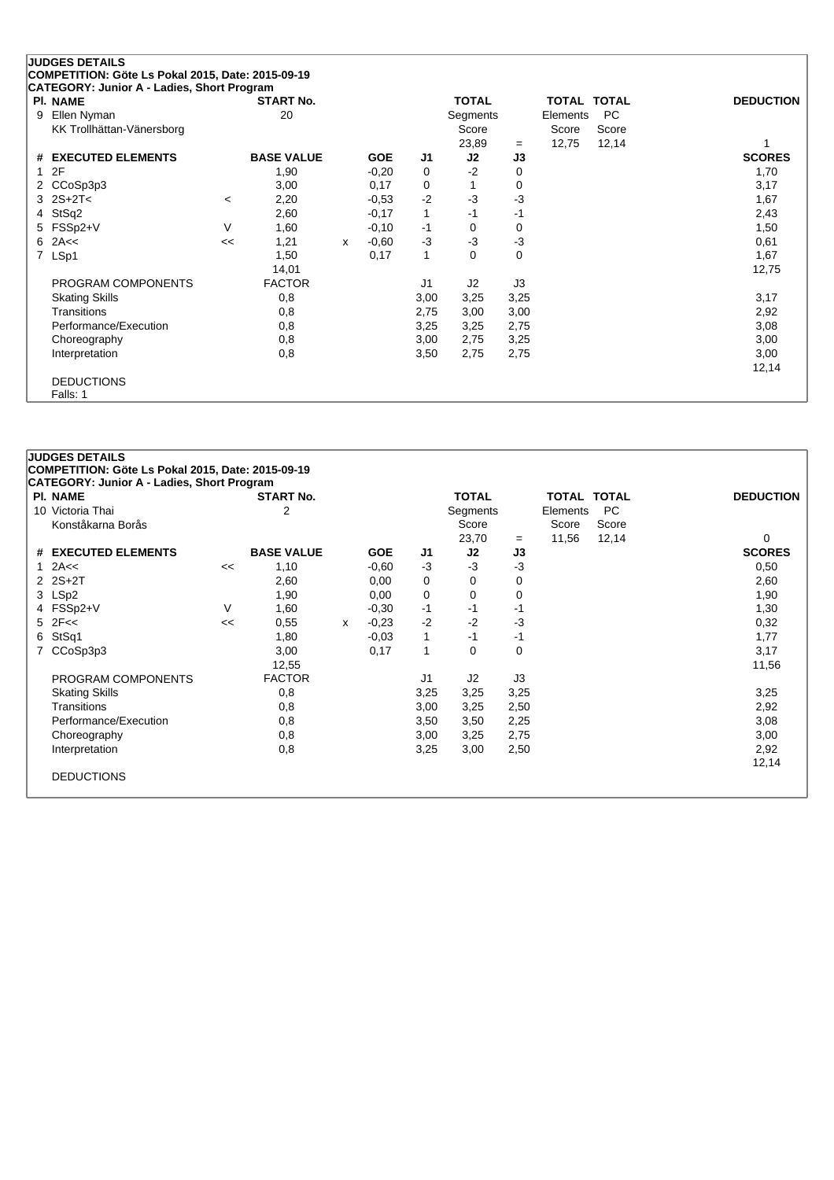**JUDGES DETAILS**
**COMPETITION: Göte Ls Pokal 2015, Date: 2015-09-19**
**CATEGORY: Junior A - Ladies, Short Program**

| Pl. | NAME | START No. | TOTAL Segments Score | = | TOTAL Elements Score | TOTAL PC Score | DEDUCTION |
|---|---|---|---|---|---|---|---|
| 9 | Ellen Nyman<br>KK Trollhättan-Vänersborg | 20 | 23,89 | = | 12,75 | 12,14 | 1 |

| # | EXECUTED ELEMENTS | | BASE VALUE | | GOE | J1 | J2 | J3 | SCORES |
|---|---|---|---|---|---|---|---|---|---|
| 1 | 2F | | 1,90 | | -0,20 | 0 | -2 | 0 | 1,70 |
| 2 | CCoSp3p3 | | 3,00 | | 0,17 | 0 | 1 | 0 | 3,17 |
| 3 | 2S+2T< | < | 2,20 | | -0,53 | -2 | -3 | -3 | 1,67 |
| 4 | StSq2 | | 2,60 | | -0,17 | 1 | -1 | -1 | 2,43 |
| 5 | FSSp2+V | V | 1,60 | | -0,10 | -1 | 0 | 0 | 1,50 |
| 6 | 2A<< | << | 1,21 | x | -0,60 | -3 | -3 | -3 | 0,61 |
| 7 | LSp1 | | 1,50 | | 0,17 | 1 | 0 | 0 | 1,67 |
| | | | 14,01 | | | | | | 12,75 |

| PROGRAM COMPONENTS | FACTOR | J1 | J2 | J3 | |
|---|---|---|---|---|---|
| Skating Skills | 0,8 | 3,00 | 3,25 | 3,25 | 3,17 |
| Transitions | 0,8 | 2,75 | 3,00 | 3,00 | 2,92 |
| Performance/Execution | 0,8 | 3,25 | 3,25 | 2,75 | 3,08 |
| Choreography | 0,8 | 3,00 | 2,75 | 3,25 | 3,00 |
| Interpretation | 0,8 | 3,50 | 2,75 | 2,75 | 3,00 |
| | | | | | 12,14 |

DEDUCTIONS
Falls: 1

**JUDGES DETAILS**
**COMPETITION: Göte Ls Pokal 2015, Date: 2015-09-19**
**CATEGORY: Junior A - Ladies, Short Program**

| Pl. | NAME | START No. | TOTAL Segments Score | = | TOTAL Elements Score | TOTAL PC Score | DEDUCTION |
|---|---|---|---|---|---|---|---|
| 10 | Victoria Thai<br>Konståkarna Borås | 2 | 23,70 | = | 11,56 | 12,14 | 0 |

| # | EXECUTED ELEMENTS | | BASE VALUE | | GOE | J1 | J2 | J3 | SCORES |
|---|---|---|---|---|---|---|---|---|---|
| 1 | 2A<< | << | 1,10 | | -0,60 | -3 | -3 | -3 | 0,50 |
| 2 | 2S+2T | | 2,60 | | 0,00 | 0 | 0 | 0 | 2,60 |
| 3 | LSp2 | | 1,90 | | 0,00 | 0 | 0 | 0 | 1,90 |
| 4 | FSSp2+V | V | 1,60 | | -0,30 | -1 | -1 | -1 | 1,30 |
| 5 | 2F<< | << | 0,55 | x | -0,23 | -2 | -2 | -3 | 0,32 |
| 6 | StSq1 | | 1,80 | | -0,03 | 1 | -1 | -1 | 1,77 |
| 7 | CCoSp3p3 | | 3,00 | | 0,17 | 1 | 0 | 0 | 3,17 |
| | | | 12,55 | | | | | | 11,56 |

| PROGRAM COMPONENTS | FACTOR | J1 | J2 | J3 | |
|---|---|---|---|---|---|
| Skating Skills | 0,8 | 3,25 | 3,25 | 3,25 | 3,25 |
| Transitions | 0,8 | 3,00 | 3,25 | 2,50 | 2,92 |
| Performance/Execution | 0,8 | 3,50 | 3,50 | 2,25 | 3,08 |
| Choreography | 0,8 | 3,00 | 3,25 | 2,75 | 3,00 |
| Interpretation | 0,8 | 3,25 | 3,00 | 2,50 | 2,92 |
| | | | | | 12,14 |

DEDUCTIONS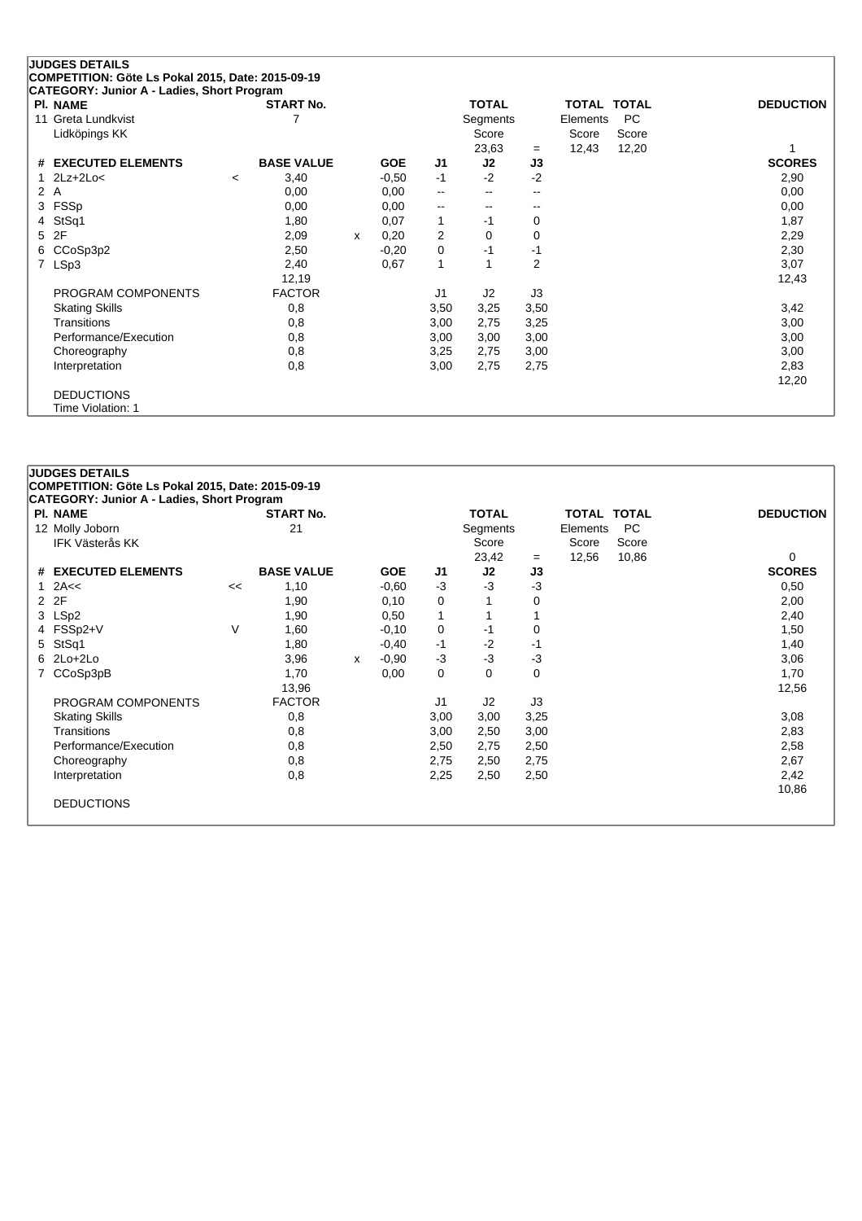**JUDGES DETAILS**
**COMPETITION: Göte Ls Pokal 2015, Date: 2015-09-19**
**CATEGORY: Junior A - Ladies, Short Program**

| Pl. NAME | START No. | TOTAL Segments Score | = | TOTAL Elements Score | TOTAL PC Score | DEDUCTION |
|---|---|---|---|---|---|---|
| 11 Greta Lundkvist | 7 | 23,63 | = | 12,43 | 12,20 | 1 |
| Lidköpings KK | | | | | | |

| # | EXECUTED ELEMENTS | | BASE VALUE | | GOE | J1 | J2 | J3 | SCORES |
|---|---|---|---|---|---|---|---|---|---|
| 1 | 2Lz+2Lo< | < | 3,40 | | -0,50 | -1 | -2 | -2 | 2,90 |
| 2 | A | | 0,00 | | 0,00 | -- | -- | -- | 0,00 |
| 3 | FSSp | | 0,00 | | 0,00 | -- | -- | -- | 0,00 |
| 4 | StSq1 | | 1,80 | | 0,07 | 1 | -1 | 0 | 1,87 |
| 5 | 2F | | 2,09 | x | 0,20 | 2 | 0 | 0 | 2,29 |
| 6 | CCoSp3p2 | | 2,50 | | -0,20 | 0 | -1 | -1 | 2,30 |
| 7 | LSp3 | | 2,40 | | 0,67 | 1 | 1 | 2 | 3,07 |
| | | | 12,19 | | | | | | 12,43 |

| PROGRAM COMPONENTS | FACTOR | J1 | J2 | J3 | |
|---|---|---|---|---|---|
| Skating Skills | 0,8 | 3,50 | 3,25 | 3,50 | 3,42 |
| Transitions | 0,8 | 3,00 | 2,75 | 3,25 | 3,00 |
| Performance/Execution | 0,8 | 3,00 | 3,00 | 3,00 | 3,00 |
| Choreography | 0,8 | 3,25 | 2,75 | 3,00 | 3,00 |
| Interpretation | 0,8 | 3,00 | 2,75 | 2,75 | 2,83 |
| | | | | | 12,20 |

DEDUCTIONS
Time Violation: 1

**JUDGES DETAILS**
**COMPETITION: Göte Ls Pokal 2015, Date: 2015-09-19**
**CATEGORY: Junior A - Ladies, Short Program**

| Pl. NAME | START No. | TOTAL Segments Score | = | TOTAL Elements Score | TOTAL PC Score | DEDUCTION |
|---|---|---|---|---|---|---|
| 12 Molly Joborn | 21 | 23,42 | = | 12,56 | 10,86 | 0 |
| IFK Västerås KK | | | | | | |

| # | EXECUTED ELEMENTS | | BASE VALUE | | GOE | J1 | J2 | J3 | SCORES |
|---|---|---|---|---|---|---|---|---|---|
| 1 | 2A<< | << | 1,10 | | -0,60 | -3 | -3 | -3 | 0,50 |
| 2 | 2F | | 1,90 | | 0,10 | 0 | 1 | 0 | 2,00 |
| 3 | LSp2 | | 1,90 | | 0,50 | 1 | 1 | 1 | 2,40 |
| 4 | FSSp2+V | V | 1,60 | | -0,10 | 0 | -1 | 0 | 1,50 |
| 5 | StSq1 | | 1,80 | | -0,40 | -1 | -2 | -1 | 1,40 |
| 6 | 2Lo+2Lo | | 3,96 | x | -0,90 | -3 | -3 | -3 | 3,06 |
| 7 | CCoSp3pB | | 1,70 | | 0,00 | 0 | 0 | 0 | 1,70 |
| | | | 13,96 | | | | | | 12,56 |

| PROGRAM COMPONENTS | FACTOR | J1 | J2 | J3 | |
|---|---|---|---|---|---|
| Skating Skills | 0,8 | 3,00 | 3,00 | 3,25 | 3,08 |
| Transitions | 0,8 | 3,00 | 2,50 | 3,00 | 2,83 |
| Performance/Execution | 0,8 | 2,50 | 2,75 | 2,50 | 2,58 |
| Choreography | 0,8 | 2,75 | 2,50 | 2,75 | 2,67 |
| Interpretation | 0,8 | 2,25 | 2,50 | 2,50 | 2,42 |
| | | | | | 10,86 |

DEDUCTIONS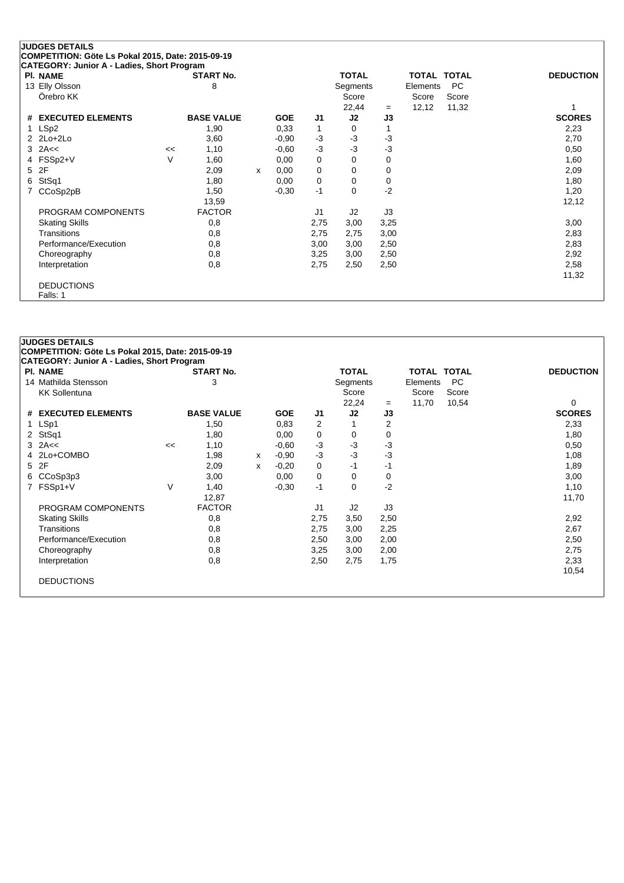**JUDGES DETAILS**
**COMPETITION: Göte Ls Pokal 2015, Date: 2015-09-19**
**CATEGORY: Junior A - Ladies, Short Program**

| Pl. | NAME | START No. | TOTAL Segments Score | = | TOTAL Elements Score | TOTAL PC Score | DEDUCTION |
|---|---|---|---|---|---|---|---|
| 13 | Elly Olsson<br>Örebro KK | 8 | 22,44 | = | 12,12 | 11,32 | 1 |

| # | EXECUTED ELEMENTS | | BASE VALUE | | GOE | J1 | J2 | J3 | SCORES |
|---|---|---|---|---|---|---|---|---|---|
| 1 | LSp2 | | 1,90 | | 0,33 | 1 | 0 | 1 | 2,23 |
| 2 | 2Lo+2Lo | | 3,60 | | -0,90 | -3 | -3 | -3 | 2,70 |
| 3 | 2A<< | << | 1,10 | | -0,60 | -3 | -3 | -3 | 0,50 |
| 4 | FSSp2+V | V | 1,60 | | 0,00 | 0 | 0 | 0 | 1,60 |
| 5 | 2F | | 2,09 | x | 0,00 | 0 | 0 | 0 | 2,09 |
| 6 | StSq1 | | 1,80 | | 0,00 | 0 | 0 | 0 | 1,80 |
| 7 | CCoSp2pB | | 1,50 | | -0,30 | -1 | 0 | -2 | 1,20 |
| | | | 13,59 | | | | | | 12,12 |

| PROGRAM COMPONENTS | FACTOR | J1 | J2 | J3 | |
|---|---|---|---|---|---|
| Skating Skills | 0,8 | 2,75 | 3,00 | 3,25 | 3,00 |
| Transitions | 0,8 | 2,75 | 2,75 | 3,00 | 2,83 |
| Performance/Execution | 0,8 | 3,00 | 3,00 | 2,50 | 2,83 |
| Choreography | 0,8 | 3,25 | 3,00 | 2,50 | 2,92 |
| Interpretation | 0,8 | 2,75 | 2,50 | 2,50 | 2,58 |
| | | | | | 11,32 |

DEDUCTIONS
Falls: 1

**JUDGES DETAILS**
**COMPETITION: Göte Ls Pokal 2015, Date: 2015-09-19**
**CATEGORY: Junior A - Ladies, Short Program**

| Pl. | NAME | START No. | TOTAL Segments Score | = | TOTAL Elements Score | TOTAL PC Score | DEDUCTION |
|---|---|---|---|---|---|---|---|
| 14 | Mathilda Stensson<br>KK Sollentuna | 3 | 22,24 | = | 11,70 | 10,54 | 0 |

| # | EXECUTED ELEMENTS | | BASE VALUE | | GOE | J1 | J2 | J3 | SCORES |
|---|---|---|---|---|---|---|---|---|---|
| 1 | LSp1 | | 1,50 | | 0,83 | 2 | 1 | 2 | 2,33 |
| 2 | StSq1 | | 1,80 | | 0,00 | 0 | 0 | 0 | 1,80 |
| 3 | 2A<< | << | 1,10 | | -0,60 | -3 | -3 | -3 | 0,50 |
| 4 | 2Lo+COMBO | | 1,98 | x | -0,90 | -3 | -3 | -3 | 1,08 |
| 5 | 2F | | 2,09 | x | -0,20 | 0 | -1 | -1 | 1,89 |
| 6 | CCoSp3p3 | | 3,00 | | 0,00 | 0 | 0 | 0 | 3,00 |
| 7 | FSSp1+V | V | 1,40 | | -0,30 | -1 | 0 | -2 | 1,10 |
| | | | 12,87 | | | | | | 11,70 |

| PROGRAM COMPONENTS | FACTOR | J1 | J2 | J3 | |
|---|---|---|---|---|---|
| Skating Skills | 0,8 | 2,75 | 3,50 | 2,50 | 2,92 |
| Transitions | 0,8 | 2,75 | 3,00 | 2,25 | 2,67 |
| Performance/Execution | 0,8 | 2,50 | 3,00 | 2,00 | 2,50 |
| Choreography | 0,8 | 3,25 | 3,00 | 2,00 | 2,75 |
| Interpretation | 0,8 | 2,50 | 2,75 | 1,75 | 2,33 |
| | | | | | 10,54 |

DEDUCTIONS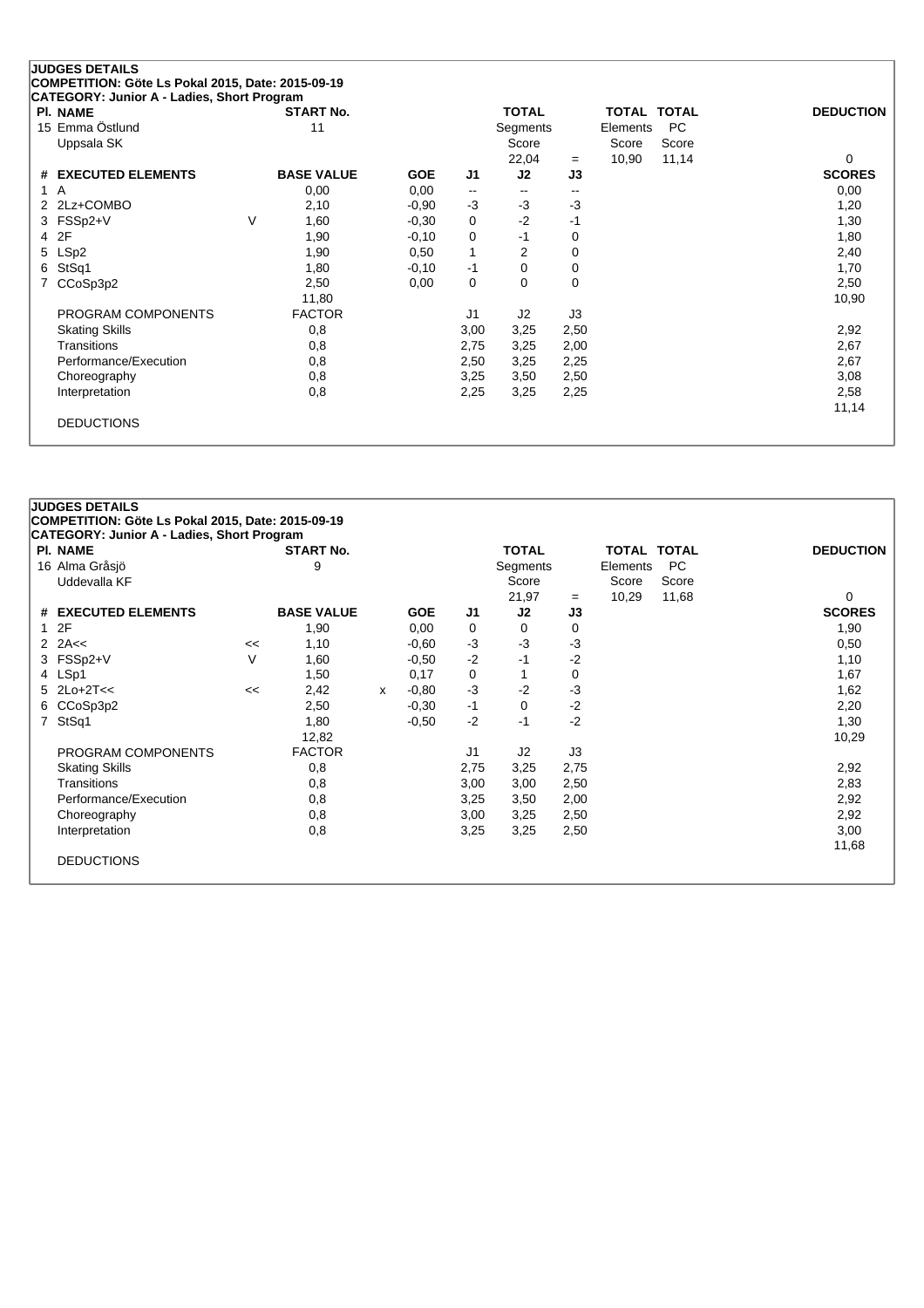## JUDGES DETAILS

**COMPETITION: Göte Ls Pokal 2015, Date: 2015-09-19**
**CATEGORY: Junior A - Ladies, Short Program**

| Pl. | NAME | START No. | TOTAL Segments Score | = | TOTAL Elements Score | TOTAL PC Score | DEDUCTION |
|---|---|---|---|---|---|---|---|
| 15 | Emma Östlund, Uppsala SK | 11 | 22,04 | = | 10,90 | 11,14 | 0 |

| # | EXECUTED ELEMENTS | | BASE VALUE | | GOE | J1 | J2 | J3 | SCORES |
|---|---|---|---|---|---|---|---|---|---|
| 1 | A | | 0,00 | | 0,00 | -- | -- | -- | 0,00 |
| 2 | 2Lz+COMBO | | 2,10 | | -0,90 | -3 | -3 | -3 | 1,20 |
| 3 | FSSp2+V | V | 1,60 | | -0,30 | 0 | -2 | -1 | 1,30 |
| 4 | 2F | | 1,90 | | -0,10 | 0 | -1 | 0 | 1,80 |
| 5 | LSp2 | | 1,90 | | 0,50 | 1 | 2 | 0 | 2,40 |
| 6 | StSq1 | | 1,80 | | -0,10 | -1 | 0 | 0 | 1,70 |
| 7 | CCoSp3p2 | | 2,50 | | 0,00 | 0 | 0 | 0 | 2,50 |
| | | | 11,80 | | | | | | 10,90 |

| PROGRAM COMPONENTS | FACTOR | J1 | J2 | J3 | |
|---|---|---|---|---|---|
| Skating Skills | 0,8 | 3,00 | 3,25 | 2,50 | 2,92 |
| Transitions | 0,8 | 2,75 | 3,25 | 2,00 | 2,67 |
| Performance/Execution | 0,8 | 2,50 | 3,25 | 2,25 | 2,67 |
| Choreography | 0,8 | 3,25 | 3,50 | 2,50 | 3,08 |
| Interpretation | 0,8 | 2,25 | 3,25 | 2,25 | 2,58 |
| | | | | | 11,14 |

DEDUCTIONS

## JUDGES DETAILS

**COMPETITION: Göte Ls Pokal 2015, Date: 2015-09-19**
**CATEGORY: Junior A - Ladies, Short Program**

| Pl. | NAME | START No. | TOTAL Segments Score | = | TOTAL Elements Score | TOTAL PC Score | DEDUCTION |
|---|---|---|---|---|---|---|---|
| 16 | Alma Gråsjö, Uddevalla KF | 9 | 21,97 | = | 10,29 | 11,68 | 0 |

| # | EXECUTED ELEMENTS | | BASE VALUE | | GOE | J1 | J2 | J3 | SCORES |
|---|---|---|---|---|---|---|---|---|---|
| 1 | 2F | | 1,90 | | 0,00 | 0 | 0 | 0 | 1,90 |
| 2 | 2A<< | << | 1,10 | | -0,60 | -3 | -3 | -3 | 0,50 |
| 3 | FSSp2+V | V | 1,60 | | -0,50 | -2 | -1 | -2 | 1,10 |
| 4 | LSp1 | | 1,50 | | 0,17 | 0 | 1 | 0 | 1,67 |
| 5 | 2Lo+2T<< | << | 2,42 | x | -0,80 | -3 | -2 | -3 | 1,62 |
| 6 | CCoSp3p2 | | 2,50 | | -0,30 | -1 | 0 | -2 | 2,20 |
| 7 | StSq1 | | 1,80 | | -0,50 | -2 | -1 | -2 | 1,30 |
| | | | 12,82 | | | | | | 10,29 |

| PROGRAM COMPONENTS | FACTOR | J1 | J2 | J3 | |
|---|---|---|---|---|---|
| Skating Skills | 0,8 | 2,75 | 3,25 | 2,75 | 2,92 |
| Transitions | 0,8 | 3,00 | 3,00 | 2,50 | 2,83 |
| Performance/Execution | 0,8 | 3,25 | 3,50 | 2,00 | 2,92 |
| Choreography | 0,8 | 3,00 | 3,25 | 2,50 | 2,92 |
| Interpretation | 0,8 | 3,25 | 3,25 | 2,50 | 3,00 |
| | | | | | 11,68 |

DEDUCTIONS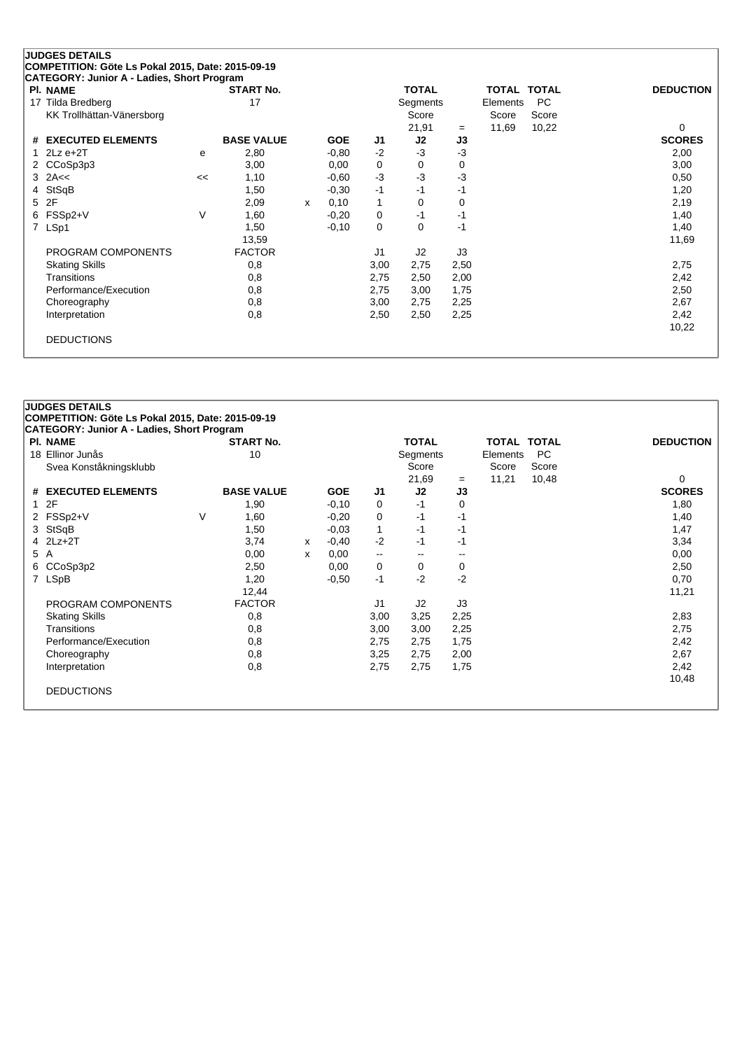**JUDGES DETAILS**
**COMPETITION: Göte Ls Pokal 2015, Date: 2015-09-19**
**CATEGORY: Junior A - Ladies, Short Program**

| Pl. | NAME | START No. | TOTAL Segments Score | = | TOTAL Elements Score | TOTAL PC Score | DEDUCTION |
|---|---|---|---|---|---|---|---|
| 17 | Tilda Bredberg<br>KK Trollhättan-Vänersborg | 17 | 21,91 | = | 11,69 | 10,22 | 0 |

| # | EXECUTED ELEMENTS | | BASE VALUE | | GOE | J1 | J2 | J3 | SCORES |
|---|---|---|---|---|---|---|---|---|---|
| 1 | 2Lz e+2T | e | 2,80 | | -0,80 | -2 | -3 | -3 | 2,00 |
| 2 | CCoSp3p3 | | 3,00 | | 0,00 | 0 | 0 | 0 | 3,00 |
| 3 | 2A<< | << | 1,10 | | -0,60 | -3 | -3 | -3 | 0,50 |
| 4 | StSqB | | 1,50 | | -0,30 | -1 | -1 | -1 | 1,20 |
| 5 | 2F | | 2,09 | x | 0,10 | 1 | 0 | 0 | 2,19 |
| 6 | FSSp2+V | V | 1,60 | | -0,20 | 0 | -1 | -1 | 1,40 |
| 7 | LSp1 | | 1,50 | | -0,10 | 0 | 0 | -1 | 1,40 |
| | | | 13,59 | | | | | | 11,69 |

| PROGRAM COMPONENTS | FACTOR | J1 | J2 | J3 | |
|---|---|---|---|---|---|
| Skating Skills | 0,8 | 3,00 | 2,75 | 2,50 | 2,75 |
| Transitions | 0,8 | 2,75 | 2,50 | 2,00 | 2,42 |
| Performance/Execution | 0,8 | 2,75 | 3,00 | 1,75 | 2,50 |
| Choreography | 0,8 | 3,00 | 2,75 | 2,25 | 2,67 |
| Interpretation | 0,8 | 2,50 | 2,50 | 2,25 | 2,42 |
| | | | | | 10,22 |

DEDUCTIONS

**JUDGES DETAILS**
**COMPETITION: Göte Ls Pokal 2015, Date: 2015-09-19**
**CATEGORY: Junior A - Ladies, Short Program**

| Pl. | NAME | START No. | TOTAL Segments Score | = | TOTAL Elements Score | TOTAL PC Score | DEDUCTION |
|---|---|---|---|---|---|---|---|
| 18 | Ellinor Junås<br>Svea Konståkningsklubb | 10 | 21,69 | = | 11,21 | 10,48 | 0 |

| # | EXECUTED ELEMENTS | | BASE VALUE | | GOE | J1 | J2 | J3 | SCORES |
|---|---|---|---|---|---|---|---|---|---|
| 1 | 2F | | 1,90 | | -0,10 | 0 | -1 | 0 | 1,80 |
| 2 | FSSp2+V | V | 1,60 | | -0,20 | 0 | -1 | -1 | 1,40 |
| 3 | StSqB | | 1,50 | | -0,03 | 1 | -1 | -1 | 1,47 |
| 4 | 2Lz+2T | | 3,74 | x | -0,40 | -2 | -1 | -1 | 3,34 |
| 5 | A | | 0,00 | x | 0,00 | -- | -- | -- | 0,00 |
| 6 | CCoSp3p2 | | 2,50 | | 0,00 | 0 | 0 | 0 | 2,50 |
| 7 | LSpB | | 1,20 | | -0,50 | -1 | -2 | -2 | 0,70 |
| | | | 12,44 | | | | | | 11,21 |

| PROGRAM COMPONENTS | FACTOR | J1 | J2 | J3 | |
|---|---|---|---|---|---|
| Skating Skills | 0,8 | 3,00 | 3,25 | 2,25 | 2,83 |
| Transitions | 0,8 | 3,00 | 3,00 | 2,25 | 2,75 |
| Performance/Execution | 0,8 | 2,75 | 2,75 | 1,75 | 2,42 |
| Choreography | 0,8 | 3,25 | 2,75 | 2,00 | 2,67 |
| Interpretation | 0,8 | 2,75 | 2,75 | 1,75 | 2,42 |
| | | | | | 10,48 |

DEDUCTIONS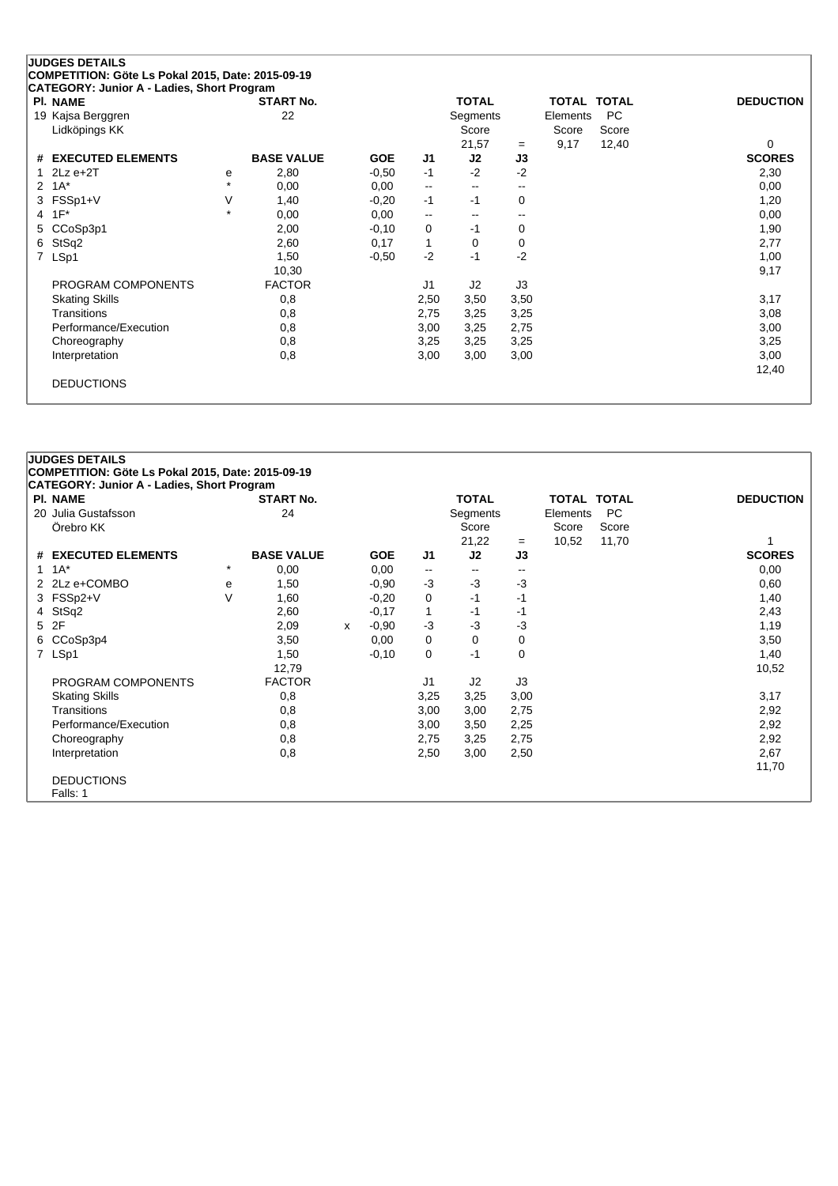## JUDGES DETAILS

**COMPETITION: Göte Ls Pokal 2015, Date: 2015-09-19**

**CATEGORY: Junior A - Ladies, Short Program**

| Pl. | NAME | START No. | TOTAL Segments Score | | TOTAL Elements Score | TOTAL PC Score | DEDUCTION |
|---|---|---|---|---|---|---|---|
| 19 | Kajsa Berggren<br>Lidköpings KK | 22 | 21,57 | = | 9,17 | 12,40 | 0 |

| # | EXECUTED ELEMENTS | | BASE VALUE | | GOE | J1 | J2 | J3 | SCORES |
|---|---|---|---|---|---|---|---|---|---|
| 1 | 2Lz e+2T | e | 2,80 | | -0,50 | -1 | -2 | -2 | 2,30 |
| 2 | 1A* | * | 0,00 | | 0,00 | -- | -- | -- | 0,00 |
| 3 | FSSp1+V | V | 1,40 | | -0,20 | -1 | -1 | 0 | 1,20 |
| 4 | 1F* | * | 0,00 | | 0,00 | -- | -- | -- | 0,00 |
| 5 | CCoSp3p1 | | 2,00 | | -0,10 | 0 | -1 | 0 | 1,90 |
| 6 | StSq2 | | 2,60 | | 0,17 | 1 | 0 | 0 | 2,77 |
| 7 | LSp1 | | 1,50 | | -0,50 | -2 | -1 | -2 | 1,00 |
| | | | 10,30 | | | | | | 9,17 |

| PROGRAM COMPONENTS | FACTOR | J1 | J2 | J3 | SCORES |
|---|---|---|---|---|---|
| Skating Skills | 0,8 | 2,50 | 3,50 | 3,50 | 3,17 |
| Transitions | 0,8 | 2,75 | 3,25 | 3,25 | 3,08 |
| Performance/Execution | 0,8 | 3,00 | 3,25 | 2,75 | 3,00 |
| Choreography | 0,8 | 3,25 | 3,25 | 3,25 | 3,25 |
| Interpretation | 0,8 | 3,00 | 3,00 | 3,00 | 3,00 |
| | | | | | 12,40 |

DEDUCTIONS

## JUDGES DETAILS

**COMPETITION: Göte Ls Pokal 2015, Date: 2015-09-19**

**CATEGORY: Junior A - Ladies, Short Program**

| Pl. | NAME | START No. | TOTAL Segments Score | | TOTAL Elements Score | TOTAL PC Score | DEDUCTION |
|---|---|---|---|---|---|---|---|
| 20 | Julia Gustafsson<br>Örebro KK | 24 | 21,22 | = | 10,52 | 11,70 | 1 |

| # | EXECUTED ELEMENTS | | BASE VALUE | | GOE | J1 | J2 | J3 | SCORES |
|---|---|---|---|---|---|---|---|---|---|
| 1 | 1A* | * | 0,00 | | 0,00 | -- | -- | -- | 0,00 |
| 2 | 2Lz e+COMBO | e | 1,50 | | -0,90 | -3 | -3 | -3 | 0,60 |
| 3 | FSSp2+V | V | 1,60 | | -0,20 | 0 | -1 | -1 | 1,40 |
| 4 | StSq2 | | 2,60 | | -0,17 | 1 | -1 | -1 | 2,43 |
| 5 | 2F | | 2,09 | x | -0,90 | -3 | -3 | -3 | 1,19 |
| 6 | CCoSp3p4 | | 3,50 | | 0,00 | 0 | 0 | 0 | 3,50 |
| 7 | LSp1 | | 1,50 | | -0,10 | 0 | -1 | 0 | 1,40 |
| | | | 12,79 | | | | | | 10,52 |

| PROGRAM COMPONENTS | FACTOR | J1 | J2 | J3 | SCORES |
|---|---|---|---|---|---|
| Skating Skills | 0,8 | 3,25 | 3,25 | 3,00 | 3,17 |
| Transitions | 0,8 | 3,00 | 3,00 | 2,75 | 2,92 |
| Performance/Execution | 0,8 | 3,00 | 3,50 | 2,25 | 2,92 |
| Choreography | 0,8 | 2,75 | 3,25 | 2,75 | 2,92 |
| Interpretation | 0,8 | 2,50 | 3,00 | 2,50 | 2,67 |
| | | | | | 11,70 |

DEDUCTIONS

Falls: 1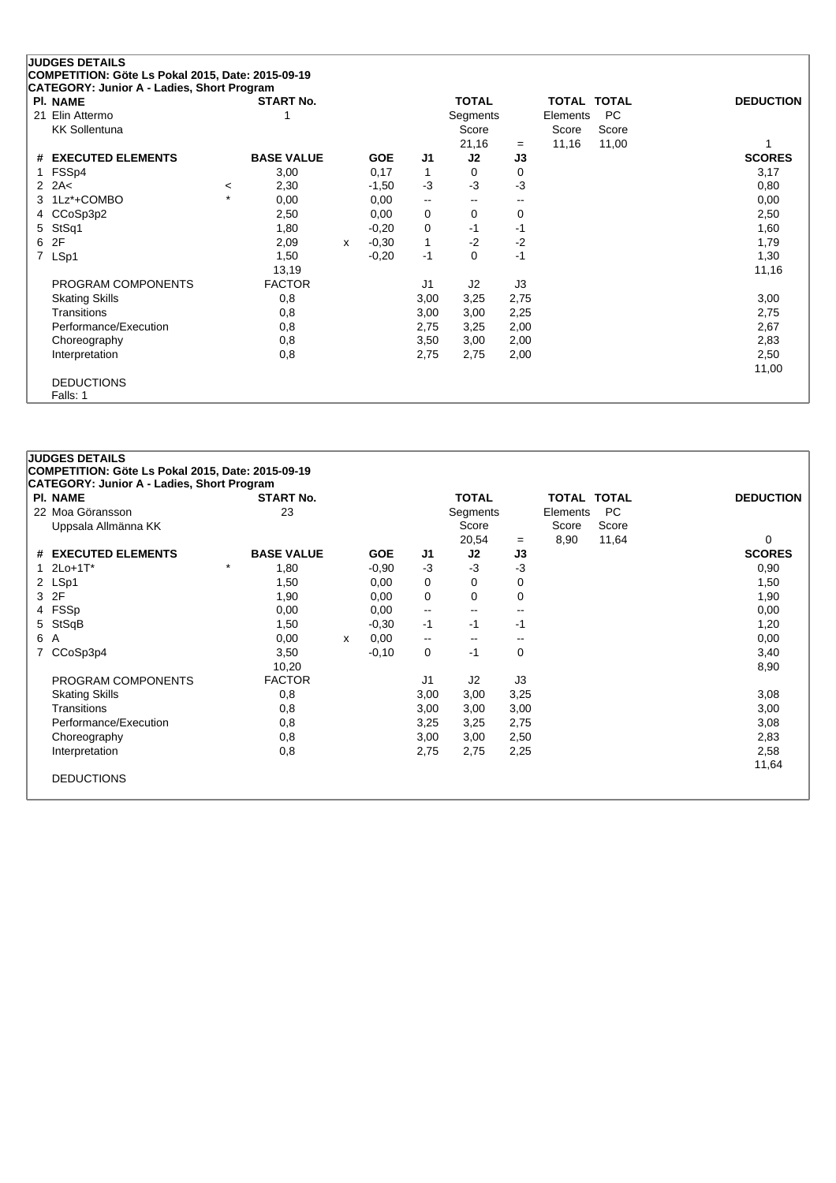## JUDGES DETAILS

**COMPETITION: Göte Ls Pokal 2015, Date: 2015-09-19**

**CATEGORY: Junior A - Ladies, Short Program**

| Pl. | NAME | START No. | TOTAL Segments Score | = | TOTAL Elements Score | TOTAL PC Score | DEDUCTION |
|---|---|---|---|---|---|---|---|
| 21 | Elin Attermo<br>KK Sollentuna | 1 | 21,16 | = | 11,16 | 11,00 | 1 |

| # | EXECUTED ELEMENTS | | BASE VALUE | | GOE | J1 | J2 | J3 | SCORES |
|---|---|---|---|---|---|---|---|---|---|
| 1 | FSSp4 | | 3,00 | | 0,17 | 1 | 0 | 0 | 3,17 |
| 2 | 2A< | < | 2,30 | | -1,50 | -3 | -3 | -3 | 0,80 |
| 3 | 1Lz*+COMBO | * | 0,00 | | 0,00 | -- | -- | -- | 0,00 |
| 4 | CCoSp3p2 | | 2,50 | | 0,00 | 0 | 0 | 0 | 2,50 |
| 5 | StSq1 | | 1,80 | | -0,20 | 0 | -1 | -1 | 1,60 |
| 6 | 2F | | 2,09 | x | -0,30 | 1 | -2 | -2 | 1,79 |
| 7 | LSp1 | | 1,50 | | -0,20 | -1 | 0 | -1 | 1,30 |
| | | | 13,19 | | | | | | 11,16 |

| PROGRAM COMPONENTS | FACTOR | J1 | J2 | J3 | |
|---|---|---|---|---|---|
| Skating Skills | 0,8 | 3,00 | 3,25 | 2,75 | 3,00 |
| Transitions | 0,8 | 3,00 | 3,00 | 2,25 | 2,75 |
| Performance/Execution | 0,8 | 2,75 | 3,25 | 2,00 | 2,67 |
| Choreography | 0,8 | 3,50 | 3,00 | 2,00 | 2,83 |
| Interpretation | 0,8 | 2,75 | 2,75 | 2,00 | 2,50 |
| | | | | | 11,00 |

DEDUCTIONS

Falls: 1

## JUDGES DETAILS

**COMPETITION: Göte Ls Pokal 2015, Date: 2015-09-19**

**CATEGORY: Junior A - Ladies, Short Program**

| Pl. | NAME | START No. | TOTAL Segments Score | = | TOTAL Elements Score | TOTAL PC Score | DEDUCTION |
|---|---|---|---|---|---|---|---|
| 22 | Moa Göransson<br>Uppsala Allmänna KK | 23 | 20,54 | = | 8,90 | 11,64 | 0 |

| # | EXECUTED ELEMENTS | | BASE VALUE | | GOE | J1 | J2 | J3 | SCORES |
|---|---|---|---|---|---|---|---|---|---|
| 1 | 2Lo+1T* | * | 1,80 | | -0,90 | -3 | -3 | -3 | 0,90 |
| 2 | LSp1 | | 1,50 | | 0,00 | 0 | 0 | 0 | 1,50 |
| 3 | 2F | | 1,90 | | 0,00 | 0 | 0 | 0 | 1,90 |
| 4 | FSSp | | 0,00 | | 0,00 | -- | -- | -- | 0,00 |
| 5 | StSqB | | 1,50 | | -0,30 | -1 | -1 | -1 | 1,20 |
| 6 | A | | 0,00 | x | 0,00 | -- | -- | -- | 0,00 |
| 7 | CCoSp3p4 | | 3,50 | | -0,10 | 0 | -1 | 0 | 3,40 |
| | | | 10,20 | | | | | | 8,90 |

| PROGRAM COMPONENTS | FACTOR | J1 | J2 | J3 | |
|---|---|---|---|---|---|
| Skating Skills | 0,8 | 3,00 | 3,00 | 3,25 | 3,08 |
| Transitions | 0,8 | 3,00 | 3,00 | 3,00 | 3,00 |
| Performance/Execution | 0,8 | 3,25 | 3,25 | 2,75 | 3,08 |
| Choreography | 0,8 | 3,00 | 3,00 | 2,50 | 2,83 |
| Interpretation | 0,8 | 2,75 | 2,75 | 2,25 | 2,58 |
| | | | | | 11,64 |

DEDUCTIONS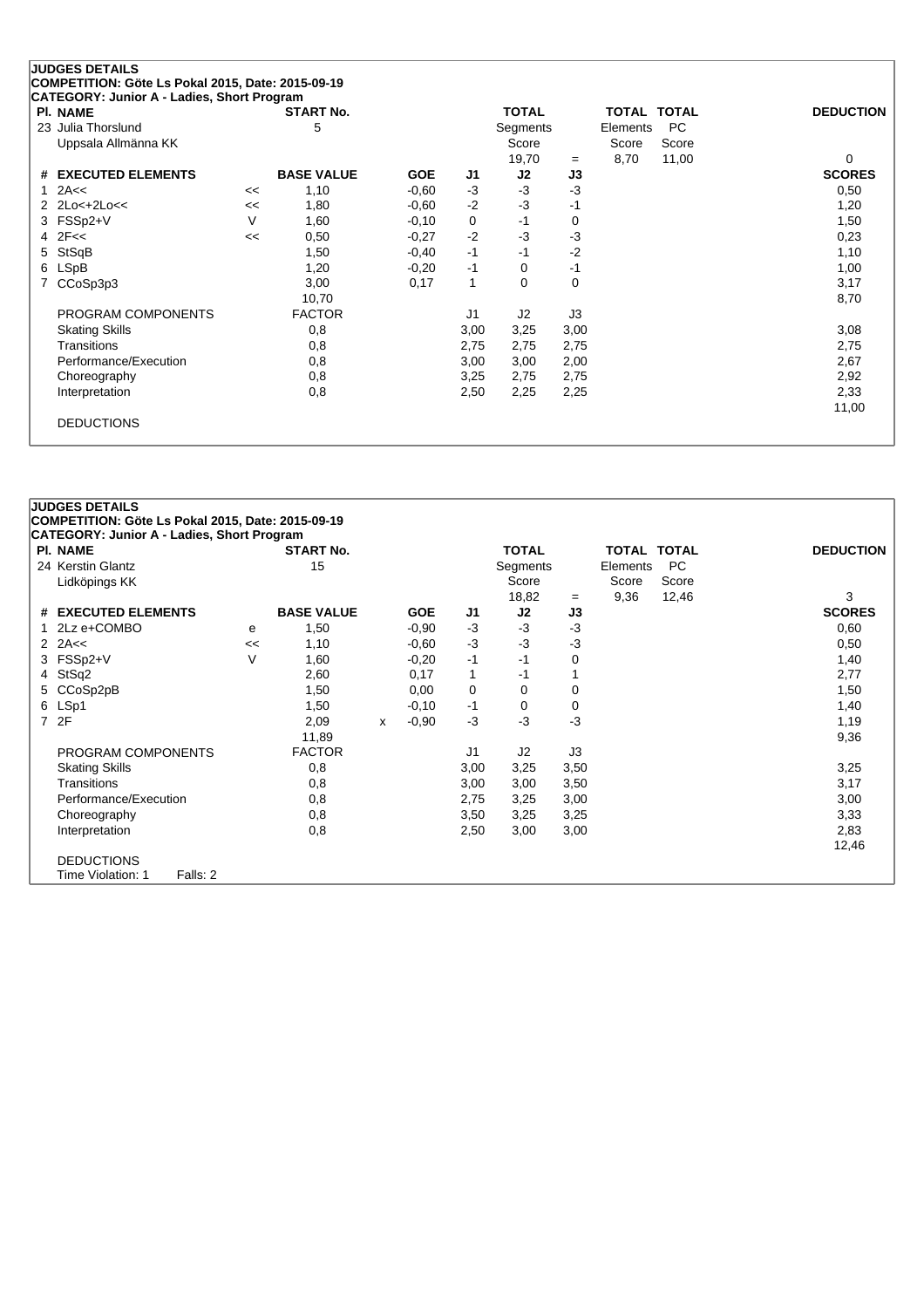**JUDGES DETAILS**
**COMPETITION: Göte Ls Pokal 2015, Date: 2015-09-19**
**CATEGORY: Junior A - Ladies, Short Program**

| Pl. | NAME | START No. | TOTAL Segments Score | = | TOTAL Elements Score | TOTAL PC Score | DEDUCTION |
|---|---|---|---|---|---|---|---|
| 23 | Julia Thorslund<br>Uppsala Allmänna KK | 5 | 19,70 | = | 8,70 | 11,00 | 0 |

| # | EXECUTED ELEMENTS | | BASE VALUE | | GOE | J1 | J2 | J3 | SCORES |
|---|---|---|---|---|---|---|---|---|---|
| 1 | 2A<< | << | 1,10 | | -0,60 | -3 | -3 | -3 | 0,50 |
| 2 | 2Lo<+2Lo<< | << | 1,80 | | -0,60 | -2 | -3 | -1 | 1,20 |
| 3 | FSSp2+V | V | 1,60 | | -0,10 | 0 | -1 | 0 | 1,50 |
| 4 | 2F<< | << | 0,50 | | -0,27 | -2 | -3 | -3 | 0,23 |
| 5 | StSqB | | 1,50 | | -0,40 | -1 | -1 | -2 | 1,10 |
| 6 | LSpB | | 1,20 | | -0,20 | -1 | 0 | -1 | 1,00 |
| 7 | CCoSp3p3 | | 3,00 | | 0,17 | 1 | 0 | 0 | 3,17 |
| | | | 10,70 | | | | | | 8,70 |
| | PROGRAM COMPONENTS | | FACTOR | | | J1 | J2 | J3 | |
| | Skating Skills | | 0,8 | | | 3,00 | 3,25 | 3,00 | 3,08 |
| | Transitions | | 0,8 | | | 2,75 | 2,75 | 2,75 | 2,75 |
| | Performance/Execution | | 0,8 | | | 3,00 | 3,00 | 2,00 | 2,67 |
| | Choreography | | 0,8 | | | 3,25 | 2,75 | 2,75 | 2,92 |
| | Interpretation | | 0,8 | | | 2,50 | 2,25 | 2,25 | 2,33 |
| | | | | | | | | | 11,00 |
| | DEDUCTIONS | | | | | | | | |

**JUDGES DETAILS**
**COMPETITION: Göte Ls Pokal 2015, Date: 2015-09-19**
**CATEGORY: Junior A - Ladies, Short Program**

| Pl. | NAME | START No. | TOTAL Segments Score | = | TOTAL Elements Score | TOTAL PC Score | DEDUCTION |
|---|---|---|---|---|---|---|---|
| 24 | Kerstin Glantz<br>Lidköpings KK | 15 | 18,82 | = | 9,36 | 12,46 | 3 |

| # | EXECUTED ELEMENTS | | BASE VALUE | | GOE | J1 | J2 | J3 | SCORES |
|---|---|---|---|---|---|---|---|---|---|
| 1 | 2Lz e+COMBO | e | 1,50 | | -0,90 | -3 | -3 | -3 | 0,60 |
| 2 | 2A<< | << | 1,10 | | -0,60 | -3 | -3 | -3 | 0,50 |
| 3 | FSSp2+V | V | 1,60 | | -0,20 | -1 | -1 | 0 | 1,40 |
| 4 | StSq2 | | 2,60 | | 0,17 | 1 | -1 | 1 | 2,77 |
| 5 | CCoSp2pB | | 1,50 | | 0,00 | 0 | 0 | 0 | 1,50 |
| 6 | LSp1 | | 1,50 | | -0,10 | -1 | 0 | 0 | 1,40 |
| 7 | 2F | | 2,09 | x | -0,90 | -3 | -3 | -3 | 1,19 |
| | | | 11,89 | | | | | | 9,36 |
| | PROGRAM COMPONENTS | | FACTOR | | | J1 | J2 | J3 | |
| | Skating Skills | | 0,8 | | | 3,00 | 3,25 | 3,50 | 3,25 |
| | Transitions | | 0,8 | | | 3,00 | 3,00 | 3,50 | 3,17 |
| | Performance/Execution | | 0,8 | | | 2,75 | 3,25 | 3,00 | 3,00 |
| | Choreography | | 0,8 | | | 3,50 | 3,25 | 3,25 | 3,33 |
| | Interpretation | | 0,8 | | | 2,50 | 3,00 | 3,00 | 2,83 |
| | | | | | | | | | 12,46 |
| | DEDUCTIONS | | | | | | | | |
| | Time Violation: 1 Falls: 2 | | | | | | | | |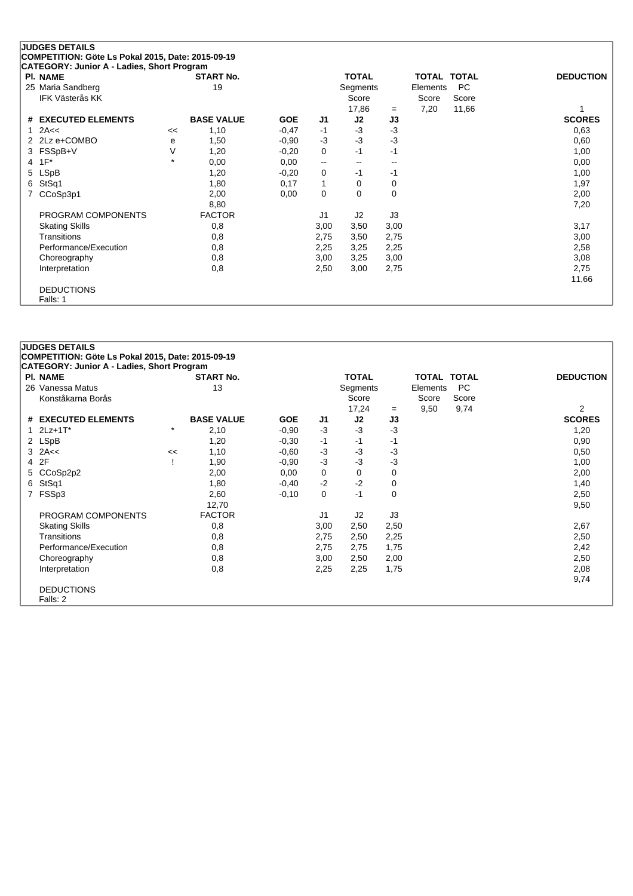**JUDGES DETAILS**

**COMPETITION: Göte Ls Pokal 2015, Date: 2015-09-19**

**CATEGORY: Junior A - Ladies, Short Program**

| Pl. | NAME | START No. | TOTAL Segments Score | = | TOTAL Elements Score | TOTAL PC Score | DEDUCTION |
|---|---|---|---|---|---|---|---|
| 25 | Maria Sandberg<br>IFK Västerås KK | 19 | 17,86 | = | 7,20 | 11,66 | 1 |

| # | EXECUTED ELEMENTS | | BASE VALUE | GOE | J1 | J2 | J3 | SCORES |
|---|---|---|---|---|---|---|---|---|
| 1 | 2A<< | << | 1,10 | -0,47 | -1 | -3 | -3 | 0,63 |
| 2 | 2Lz e+COMBO | e | 1,50 | -0,90 | -3 | -3 | -3 | 0,60 |
| 3 | FSSpB+V | V | 1,20 | -0,20 | 0 | -1 | -1 | 1,00 |
| 4 | 1F* | * | 0,00 | 0,00 | -- | -- | -- | 0,00 |
| 5 | LSpB | | 1,20 | -0,20 | 0 | -1 | -1 | 1,00 |
| 6 | StSq1 | | 1,80 | 0,17 | 1 | 0 | 0 | 1,97 |
| 7 | CCoSp3p1 | | 2,00 | 0,00 | 0 | 0 | 0 | 2,00 |
| | | | 8,80 | | | | | 7,20 |

| PROGRAM COMPONENTS | FACTOR | J1 | J2 | J3 | |
|---|---|---|---|---|---|
| Skating Skills | 0,8 | 3,00 | 3,50 | 3,00 | 3,17 |
| Transitions | 0,8 | 2,75 | 3,50 | 2,75 | 3,00 |
| Performance/Execution | 0,8 | 2,25 | 3,25 | 2,25 | 2,58 |
| Choreography | 0,8 | 3,00 | 3,25 | 3,00 | 3,08 |
| Interpretation | 0,8 | 2,50 | 3,00 | 2,75 | 2,75 |
| | | | | | 11,66 |

DEDUCTIONS

Falls: 1

**JUDGES DETAILS**

**COMPETITION: Göte Ls Pokal 2015, Date: 2015-09-19**

**CATEGORY: Junior A - Ladies, Short Program**

| Pl. | NAME | START No. | TOTAL Segments Score | = | TOTAL Elements Score | TOTAL PC Score | DEDUCTION |
|---|---|---|---|---|---|---|---|
| 26 | Vanessa Matus<br>Konståkarna Borås | 13 | 17,24 | = | 9,50 | 9,74 | 2 |

| # | EXECUTED ELEMENTS | | BASE VALUE | GOE | J1 | J2 | J3 | SCORES |
|---|---|---|---|---|---|---|---|---|
| 1 | 2Lz+1T* | * | 2,10 | -0,90 | -3 | -3 | -3 | 1,20 |
| 2 | LSpB | | 1,20 | -0,30 | -1 | -1 | -1 | 0,90 |
| 3 | 2A<< | << | 1,10 | -0,60 | -3 | -3 | -3 | 0,50 |
| 4 | 2F | ! | 1,90 | -0,90 | -3 | -3 | -3 | 1,00 |
| 5 | CCoSp2p2 | | 2,00 | 0,00 | 0 | 0 | 0 | 2,00 |
| 6 | StSq1 | | 1,80 | -0,40 | -2 | -2 | 0 | 1,40 |
| 7 | FSSp3 | | 2,60 | -0,10 | 0 | -1 | 0 | 2,50 |
| | | | 12,70 | | | | | 9,50 |

| PROGRAM COMPONENTS | FACTOR | J1 | J2 | J3 | |
|---|---|---|---|---|---|
| Skating Skills | 0,8 | 3,00 | 2,50 | 2,50 | 2,67 |
| Transitions | 0,8 | 2,75 | 2,50 | 2,25 | 2,50 |
| Performance/Execution | 0,8 | 2,75 | 2,75 | 1,75 | 2,42 |
| Choreography | 0,8 | 3,00 | 2,50 | 2,00 | 2,50 |
| Interpretation | 0,8 | 2,25 | 2,25 | 1,75 | 2,08 |
| | | | | | 9,74 |

DEDUCTIONS

Falls: 2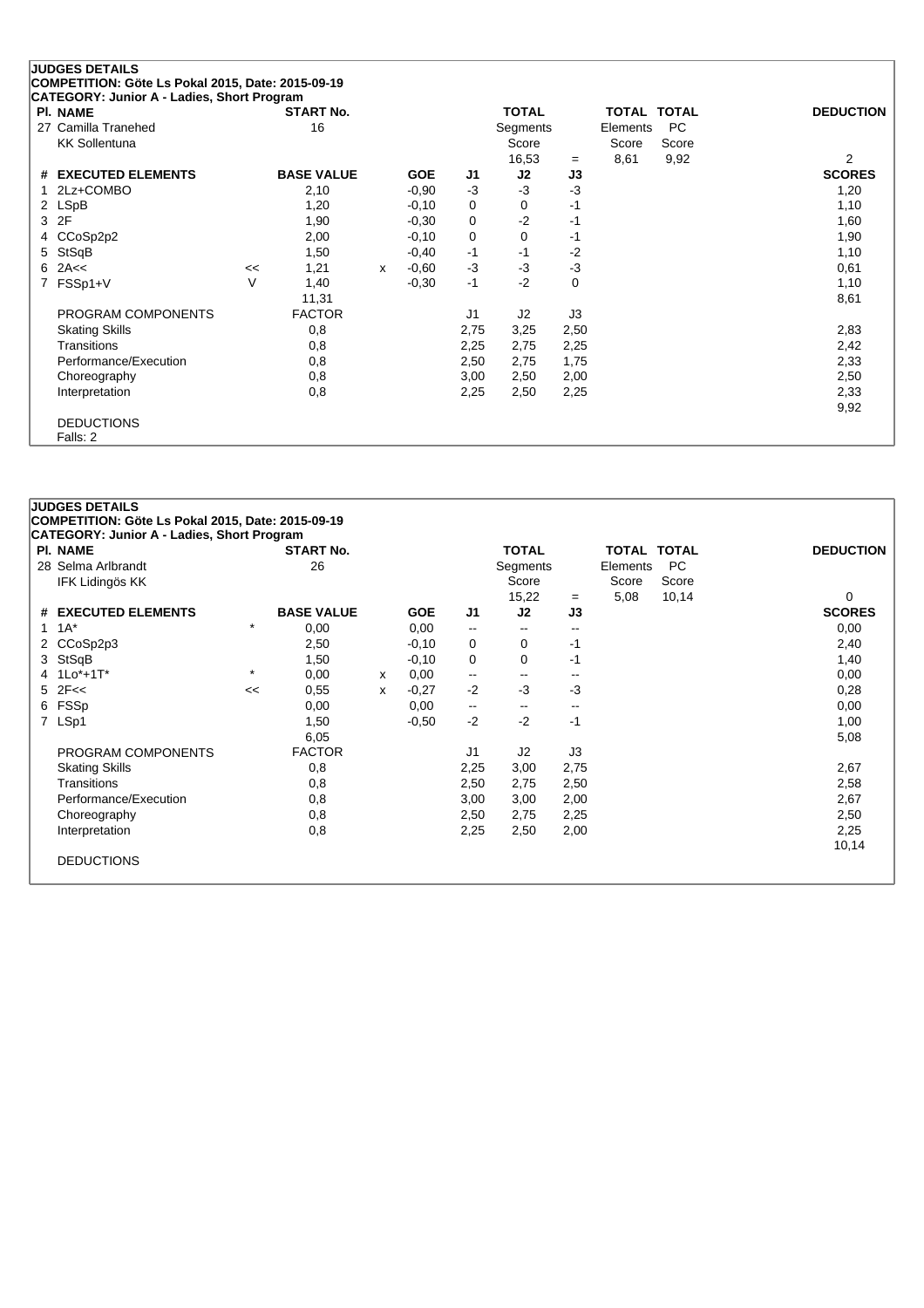**JUDGES DETAILS**
**COMPETITION: Göte Ls Pokal 2015, Date: 2015-09-19**
**CATEGORY: Junior A - Ladies, Short Program**

| Pl. | NAME | START No. | TOTAL Segments Score | = | TOTAL Elements Score | TOTAL PC Score | DEDUCTION |
|---|---|---|---|---|---|---|---|
| 27 | Camilla Tranehed<br>KK Sollentuna | 16 | 16,53 | = | 8,61 | 9,92 | 2 |

| # | EXECUTED ELEMENTS | | BASE VALUE | | GOE | J1 | J2 | J3 | SCORES |
|---|---|---|---|---|---|---|---|---|---|
| 1 | 2Lz+COMBO | | 2,10 | | -0,90 | -3 | -3 | -3 | 1,20 |
| 2 | LSpB | | 1,20 | | -0,10 | 0 | 0 | -1 | 1,10 |
| 3 | 2F | | 1,90 | | -0,30 | 0 | -2 | -1 | 1,60 |
| 4 | CCoSp2p2 | | 2,00 | | -0,10 | 0 | 0 | -1 | 1,90 |
| 5 | StSqB | | 1,50 | | -0,40 | -1 | -1 | -2 | 1,10 |
| 6 | 2A<< | << | 1,21 | x | -0,60 | -3 | -3 | -3 | 0,61 |
| 7 | FSSp1+V | V | 1,40 | | -0,30 | -1 | -2 | 0 | 1,10 |
| | | | 11,31 | | | | | | 8,61 |

| PROGRAM COMPONENTS | FACTOR | J1 | J2 | J3 | SCORES |
|---|---|---|---|---|---|
| Skating Skills | 0,8 | 2,75 | 3,25 | 2,50 | 2,83 |
| Transitions | 0,8 | 2,25 | 2,75 | 2,25 | 2,42 |
| Performance/Execution | 0,8 | 2,50 | 2,75 | 1,75 | 2,33 |
| Choreography | 0,8 | 3,00 | 2,50 | 2,00 | 2,50 |
| Interpretation | 0,8 | 2,25 | 2,50 | 2,25 | 2,33 |
| | | | | | 9,92 |

DEDUCTIONS
Falls: 2

**JUDGES DETAILS**
**COMPETITION: Göte Ls Pokal 2015, Date: 2015-09-19**
**CATEGORY: Junior A - Ladies, Short Program**

| Pl. | NAME | START No. | TOTAL Segments Score | = | TOTAL Elements Score | TOTAL PC Score | DEDUCTION |
|---|---|---|---|---|---|---|---|
| 28 | Selma Arlbrandt<br>IFK Lidingös KK | 26 | 15,22 | = | 5,08 | 10,14 | 0 |

| # | EXECUTED ELEMENTS | | BASE VALUE | | GOE | J1 | J2 | J3 | SCORES |
|---|---|---|---|---|---|---|---|---|---|
| 1 | 1A* | * | 0,00 | | 0,00 | -- | -- | -- | 0,00 |
| 2 | CCoSp2p3 | | 2,50 | | -0,10 | 0 | 0 | -1 | 2,40 |
| 3 | StSqB | | 1,50 | | -0,10 | 0 | 0 | -1 | 1,40 |
| 4 | 1Lo*+1T* | * | 0,00 | x | 0,00 | -- | -- | -- | 0,00 |
| 5 | 2F<< | << | 0,55 | x | -0,27 | -2 | -3 | -3 | 0,28 |
| 6 | FSSp | | 0,00 | | 0,00 | -- | -- | -- | 0,00 |
| 7 | LSp1 | | 1,50 | | -0,50 | -2 | -2 | -1 | 1,00 |
| | | | 6,05 | | | | | | 5,08 |

| PROGRAM COMPONENTS | FACTOR | J1 | J2 | J3 | SCORES |
|---|---|---|---|---|---|
| Skating Skills | 0,8 | 2,25 | 3,00 | 2,75 | 2,67 |
| Transitions | 0,8 | 2,50 | 2,75 | 2,50 | 2,58 |
| Performance/Execution | 0,8 | 3,00 | 3,00 | 2,00 | 2,67 |
| Choreography | 0,8 | 2,50 | 2,75 | 2,25 | 2,50 |
| Interpretation | 0,8 | 2,25 | 2,50 | 2,00 | 2,25 |
| | | | | | 10,14 |

DEDUCTIONS